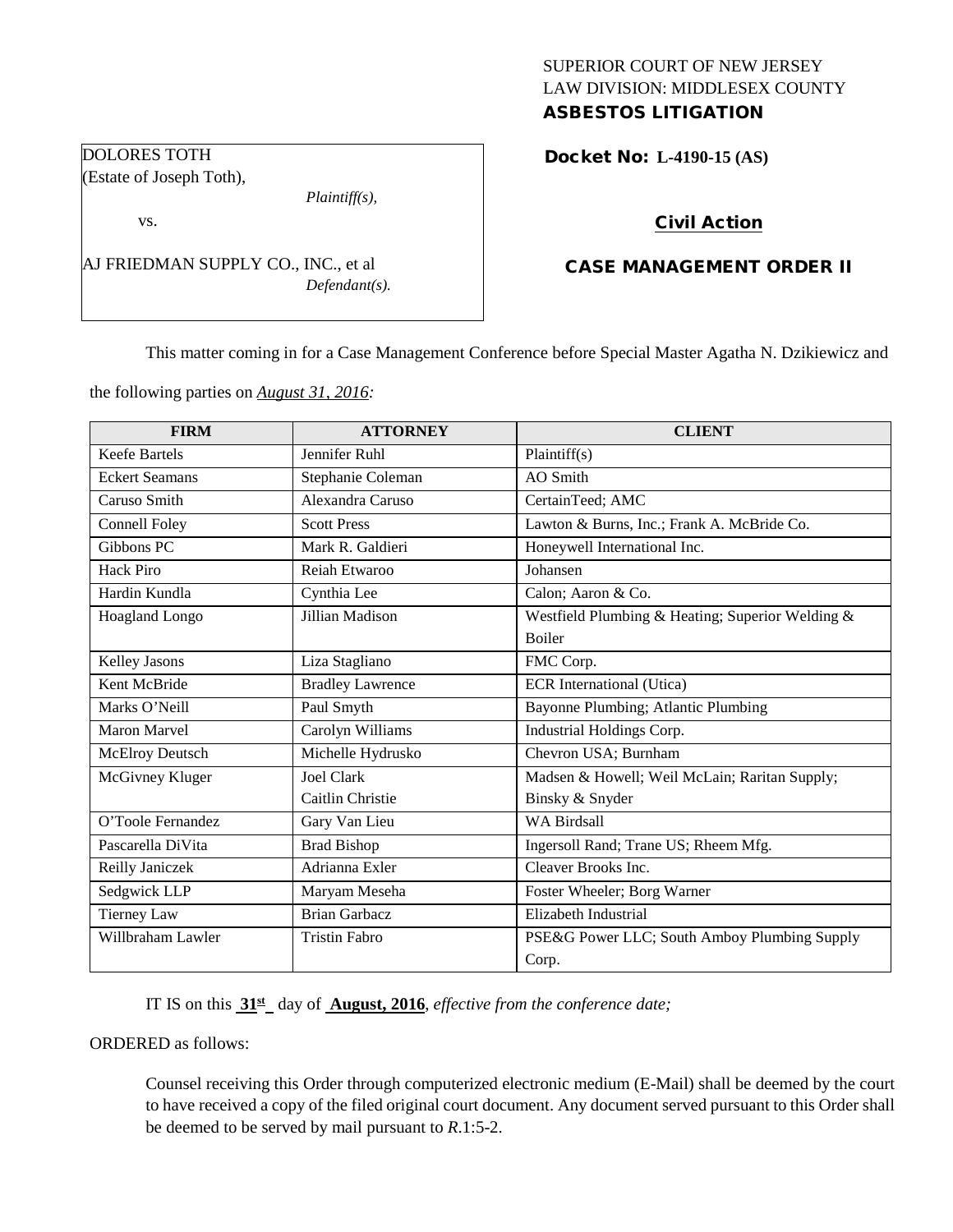SUPERIOR COURT OF NEW JERSEY
LAW DIVISION: MIDDLESEX COUNTY
**ASBESTOS LITIGATION**

DOLORES TOTH
(Estate of Joseph Toth),
*Plaintiff(s),*

vs.

AJ FRIEDMAN SUPPLY CO., INC., et al
*Defendant(s).*

**Docket No: L-4190-15 (AS)**

**Civil Action**

**CASE MANAGEMENT ORDER II**

This matter coming in for a Case Management Conference before Special Master Agatha N. Dzikiewicz and the following parties on *August 31, 2016:*

| FIRM | ATTORNEY | CLIENT |
|---|---|---|
| Keefe Bartels | Jennifer Ruhl | Plaintiff(s) |
| Eckert Seamans | Stephanie Coleman | AO Smith |
| Caruso Smith | Alexandra Caruso | CertainTeed; AMC |
| Connell Foley | Scott Press | Lawton & Burns, Inc.; Frank A. McBride Co. |
| Gibbons PC | Mark R. Galdieri | Honeywell International Inc. |
| Hack Piro | Reiah Etwaroo | Johansen |
| Hardin Kundla | Cynthia Lee | Calon; Aaron & Co. |
| Hoagland Longo | Jillian Madison | Westfield Plumbing & Heating; Superior Welding & Boiler |
| Kelley Jasons | Liza Stagliano | FMC Corp. |
| Kent McBride | Bradley Lawrence | ECR International (Utica) |
| Marks O'Neill | Paul Smyth | Bayonne Plumbing; Atlantic Plumbing |
| Maron Marvel | Carolyn Williams | Industrial Holdings Corp. |
| McElroy Deutsch | Michelle Hydrusko | Chevron USA; Burnham |
| McGivney Kluger | Joel Clark<br>Caitlin Christie | Madsen & Howell; Weil McLain; Raritan Supply; Binsky & Snyder |
| O'Toole Fernandez | Gary Van Lieu | WA Birdsall |
| Pascarella DiVita | Brad Bishop | Ingersoll Rand; Trane US; Rheem Mfg. |
| Reilly Janiczek | Adrianna Exler | Cleaver Brooks Inc. |
| Sedgwick LLP | Maryam Meseha | Foster Wheeler; Borg Warner |
| Tierney Law | Brian Garbacz | Elizabeth Industrial |
| Willbraham Lawler | Tristin Fabro | PSE&G Power LLC; South Amboy Plumbing Supply Corp. |

IT IS on this **31st** day of **August, 2016**, *effective from the conference date;*

ORDERED as follows:

Counsel receiving this Order through computerized electronic medium (E-Mail) shall be deemed by the court to have received a copy of the filed original court document. Any document served pursuant to this Order shall be deemed to be served by mail pursuant to *R*.1:5-2.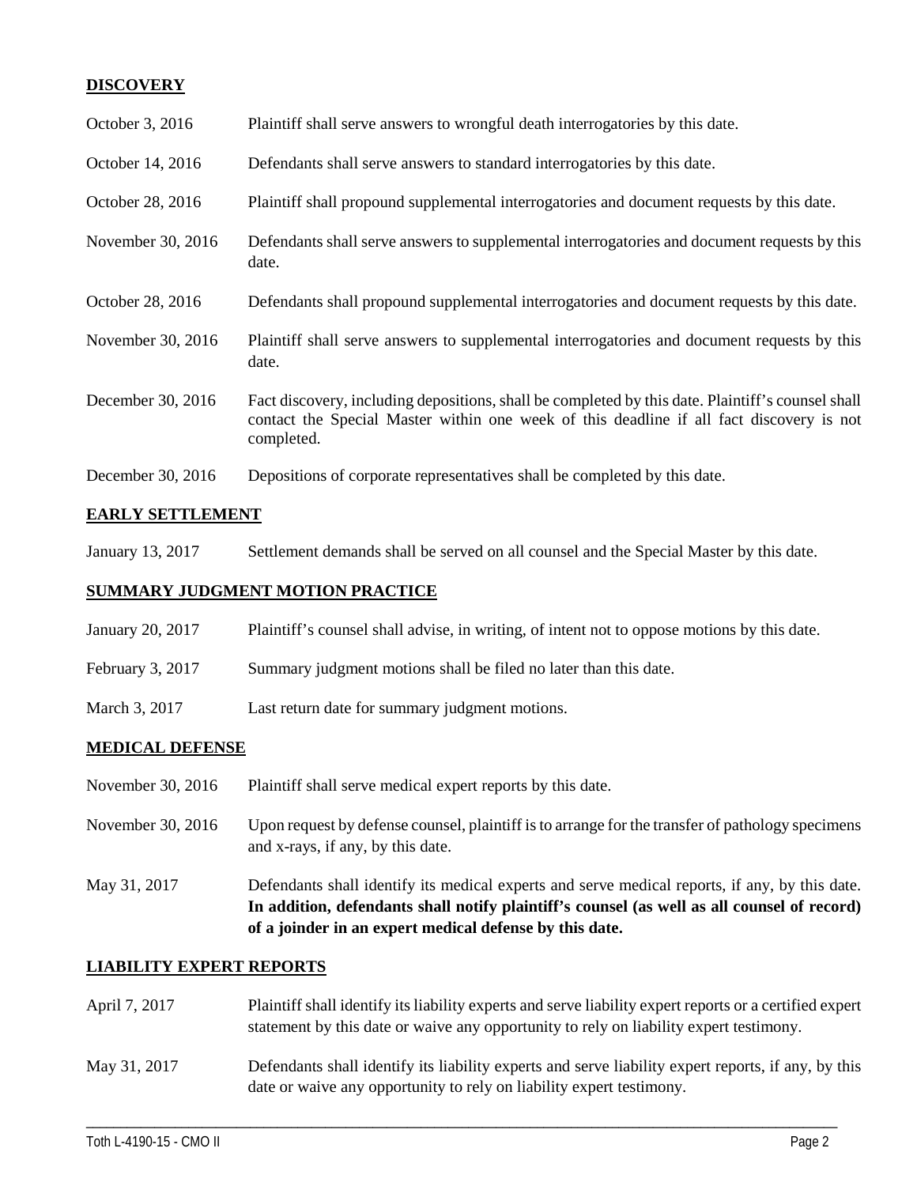## DISCOVERY

| | |
|---|---|
| October 3, 2016 | Plaintiff shall serve answers to wrongful death interrogatories by this date. |
| October 14, 2016 | Defendants shall serve answers to standard interrogatories by this date. |
| October 28, 2016 | Plaintiff shall propound supplemental interrogatories and document requests by this date. |
| November 30, 2016 | Defendants shall serve answers to supplemental interrogatories and document requests by this date. |
| October 28, 2016 | Defendants shall propound supplemental interrogatories and document requests by this date. |
| November 30, 2016 | Plaintiff shall serve answers to supplemental interrogatories and document requests by this date. |
| December 30, 2016 | Fact discovery, including depositions, shall be completed by this date. Plaintiff's counsel shall contact the Special Master within one week of this deadline if all fact discovery is not completed. |
| December 30, 2016 | Depositions of corporate representatives shall be completed by this date. |

## EARLY SETTLEMENT

| | |
|---|---|
| January 13, 2017 | Settlement demands shall be served on all counsel and the Special Master by this date. |

## SUMMARY JUDGMENT MOTION PRACTICE

| | |
|---|---|
| January 20, 2017 | Plaintiff's counsel shall advise, in writing, of intent not to oppose motions by this date. |
| February 3, 2017 | Summary judgment motions shall be filed no later than this date. |
| March 3, 2017 | Last return date for summary judgment motions. |

## MEDICAL DEFENSE

| | |
|---|---|
| November 30, 2016 | Plaintiff shall serve medical expert reports by this date. |
| November 30, 2016 | Upon request by defense counsel, plaintiff is to arrange for the transfer of pathology specimens and x-rays, if any, by this date. |
| May 31, 2017 | Defendants shall identify its medical experts and serve medical reports, if any, by this date. **In addition, defendants shall notify plaintiff's counsel (as well as all counsel of record) of a joinder in an expert medical defense by this date.** |

## LIABILITY EXPERT REPORTS

| | |
|---|---|
| April 7, 2017 | Plaintiff shall identify its liability experts and serve liability expert reports or a certified expert statement by this date or waive any opportunity to rely on liability expert testimony. |
| May 31, 2017 | Defendants shall identify its liability experts and serve liability expert reports, if any, by this date or waive any opportunity to rely on liability expert testimony. |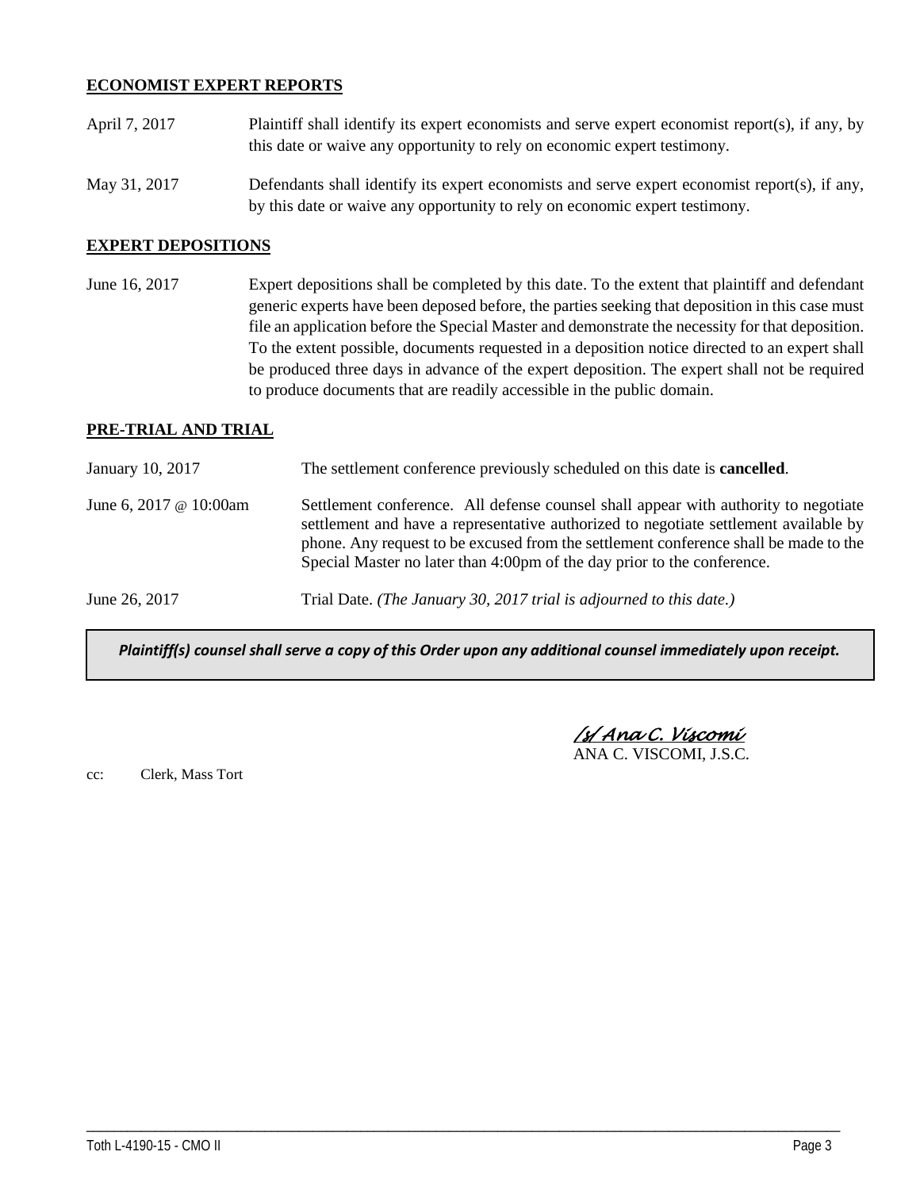**ECONOMIST EXPERT REPORTS**

| | |
|---|---|
| April 7, 2017 | Plaintiff shall identify its expert economists and serve expert economist report(s), if any, by this date or waive any opportunity to rely on economic expert testimony. |
| May 31, 2017 | Defendants shall identify its expert economists and serve expert economist report(s), if any, by this date or waive any opportunity to rely on economic expert testimony. |

**EXPERT DEPOSITIONS**

| | |
|---|---|
| June 16, 2017 | Expert depositions shall be completed by this date. To the extent that plaintiff and defendant generic experts have been deposed before, the parties seeking that deposition in this case must file an application before the Special Master and demonstrate the necessity for that deposition. To the extent possible, documents requested in a deposition notice directed to an expert shall be produced three days in advance of the expert deposition. The expert shall not be required to produce documents that are readily accessible in the public domain. |

**PRE-TRIAL AND TRIAL**

| | |
|---|---|
| January 10, 2017 | The settlement conference previously scheduled on this date is **cancelled**. |
| June 6, 2017 @ 10:00am | Settlement conference. All defense counsel shall appear with authority to negotiate settlement and have a representative authorized to negotiate settlement available by phone. Any request to be excused from the settlement conference shall be made to the Special Master no later than 4:00pm of the day prior to the conference. |
| June 26, 2017 | Trial Date. *(The January 30, 2017 trial is adjourned to this date.)* |

***Plaintiff(s) counsel shall serve a copy of this Order upon any additional counsel immediately upon receipt.***

*/s/ Ana C. Viscomi*
ANA C. VISCOMI, J.S.C.

cc: Clerk, Mass Tort

Toth L-4190-15 - CMO II